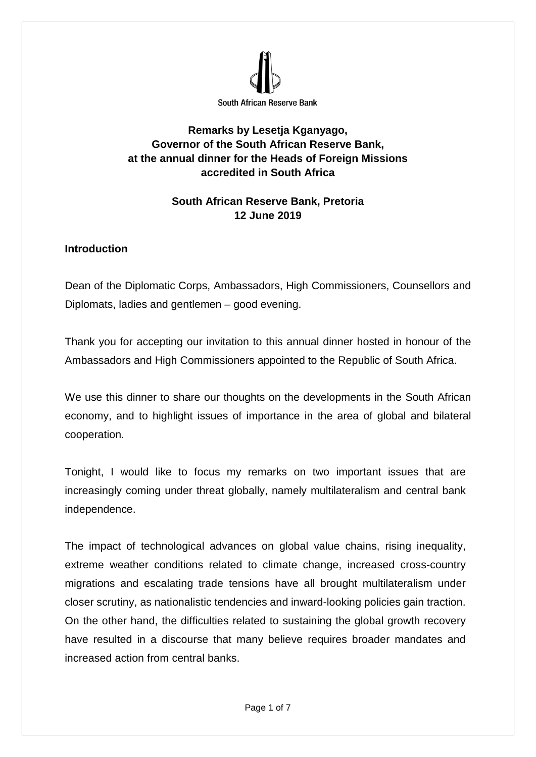South African Reserve Bank

**Remarks by Lesetja Kganyago,**
**Governor of the South African Reserve Bank,**
**at the annual dinner for the Heads of Foreign Missions**
**accredited in South Africa**

**South African Reserve Bank, Pretoria**
**12 June 2019**

## Introduction

Dean of the Diplomatic Corps, Ambassadors, High Commissioners, Counsellors and Diplomats, ladies and gentlemen – good evening.

Thank you for accepting our invitation to this annual dinner hosted in honour of the Ambassadors and High Commissioners appointed to the Republic of South Africa.

We use this dinner to share our thoughts on the developments in the South African economy, and to highlight issues of importance in the area of global and bilateral cooperation.

Tonight, I would like to focus my remarks on two important issues that are increasingly coming under threat globally, namely multilateralism and central bank independence.

The impact of technological advances on global value chains, rising inequality, extreme weather conditions related to climate change, increased cross-country migrations and escalating trade tensions have all brought multilateralism under closer scrutiny, as nationalistic tendencies and inward-looking policies gain traction. On the other hand, the difficulties related to sustaining the global growth recovery have resulted in a discourse that many believe requires broader mandates and increased action from central banks.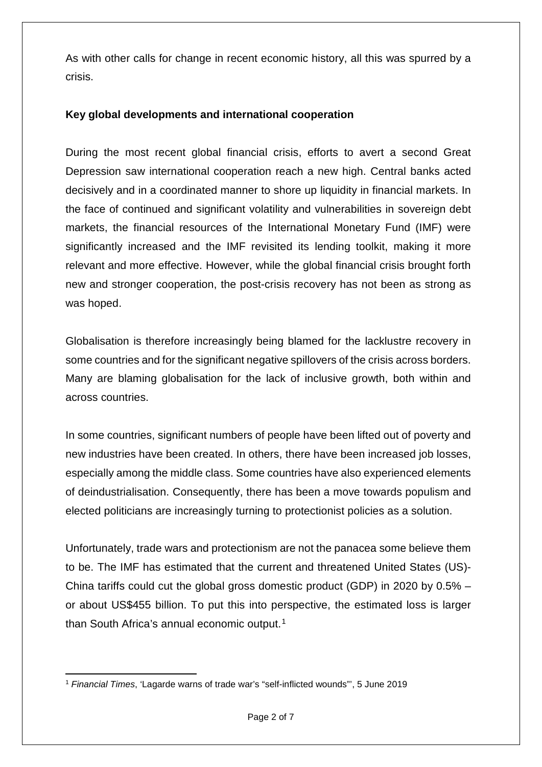As with other calls for change in recent economic history, all this was spurred by a crisis.

**Key global developments and international cooperation**

During the most recent global financial crisis, efforts to avert a second Great Depression saw international cooperation reach a new high. Central banks acted decisively and in a coordinated manner to shore up liquidity in financial markets. In the face of continued and significant volatility and vulnerabilities in sovereign debt markets, the financial resources of the International Monetary Fund (IMF) were significantly increased and the IMF revisited its lending toolkit, making it more relevant and more effective. However, while the global financial crisis brought forth new and stronger cooperation, the post-crisis recovery has not been as strong as was hoped.

Globalisation is therefore increasingly being blamed for the lacklustre recovery in some countries and for the significant negative spillovers of the crisis across borders. Many are blaming globalisation for the lack of inclusive growth, both within and across countries.

In some countries, significant numbers of people have been lifted out of poverty and new industries have been created. In others, there have been increased job losses, especially among the middle class. Some countries have also experienced elements of deindustrialisation. Consequently, there has been a move towards populism and elected politicians are increasingly turning to protectionist policies as a solution.

Unfortunately, trade wars and protectionism are not the panacea some believe them to be. The IMF has estimated that the current and threatened United States (US)-China tariffs could cut the global gross domestic product (GDP) in 2020 by 0.5% – or about US$455 billion. To put this into perspective, the estimated loss is larger than South Africa's annual economic output.[1]

---

[1] *Financial Times*, 'Lagarde warns of trade war's "self-inflicted wounds"', 5 June 2019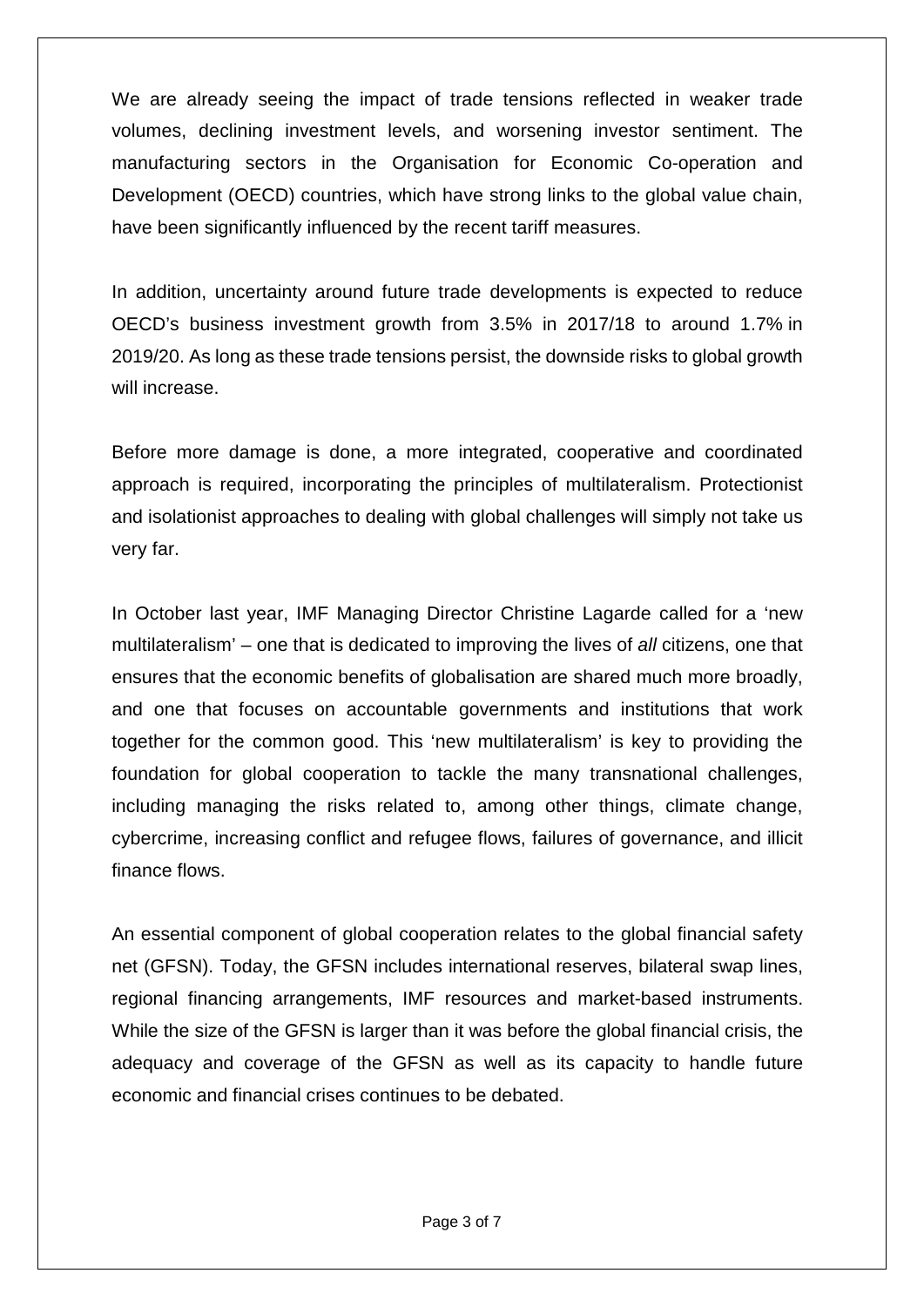We are already seeing the impact of trade tensions reflected in weaker trade volumes, declining investment levels, and worsening investor sentiment. The manufacturing sectors in the Organisation for Economic Co-operation and Development (OECD) countries, which have strong links to the global value chain, have been significantly influenced by the recent tariff measures.

In addition, uncertainty around future trade developments is expected to reduce OECD's business investment growth from 3.5% in 2017/18 to around 1.7% in 2019/20. As long as these trade tensions persist, the downside risks to global growth will increase.

Before more damage is done, a more integrated, cooperative and coordinated approach is required, incorporating the principles of multilateralism. Protectionist and isolationist approaches to dealing with global challenges will simply not take us very far.

In October last year, IMF Managing Director Christine Lagarde called for a 'new multilateralism' – one that is dedicated to improving the lives of *all* citizens, one that ensures that the economic benefits of globalisation are shared much more broadly, and one that focuses on accountable governments and institutions that work together for the common good. This 'new multilateralism' is key to providing the foundation for global cooperation to tackle the many transnational challenges, including managing the risks related to, among other things, climate change, cybercrime, increasing conflict and refugee flows, failures of governance, and illicit finance flows.

An essential component of global cooperation relates to the global financial safety net (GFSN). Today, the GFSN includes international reserves, bilateral swap lines, regional financing arrangements, IMF resources and market-based instruments. While the size of the GFSN is larger than it was before the global financial crisis, the adequacy and coverage of the GFSN as well as its capacity to handle future economic and financial crises continues to be debated.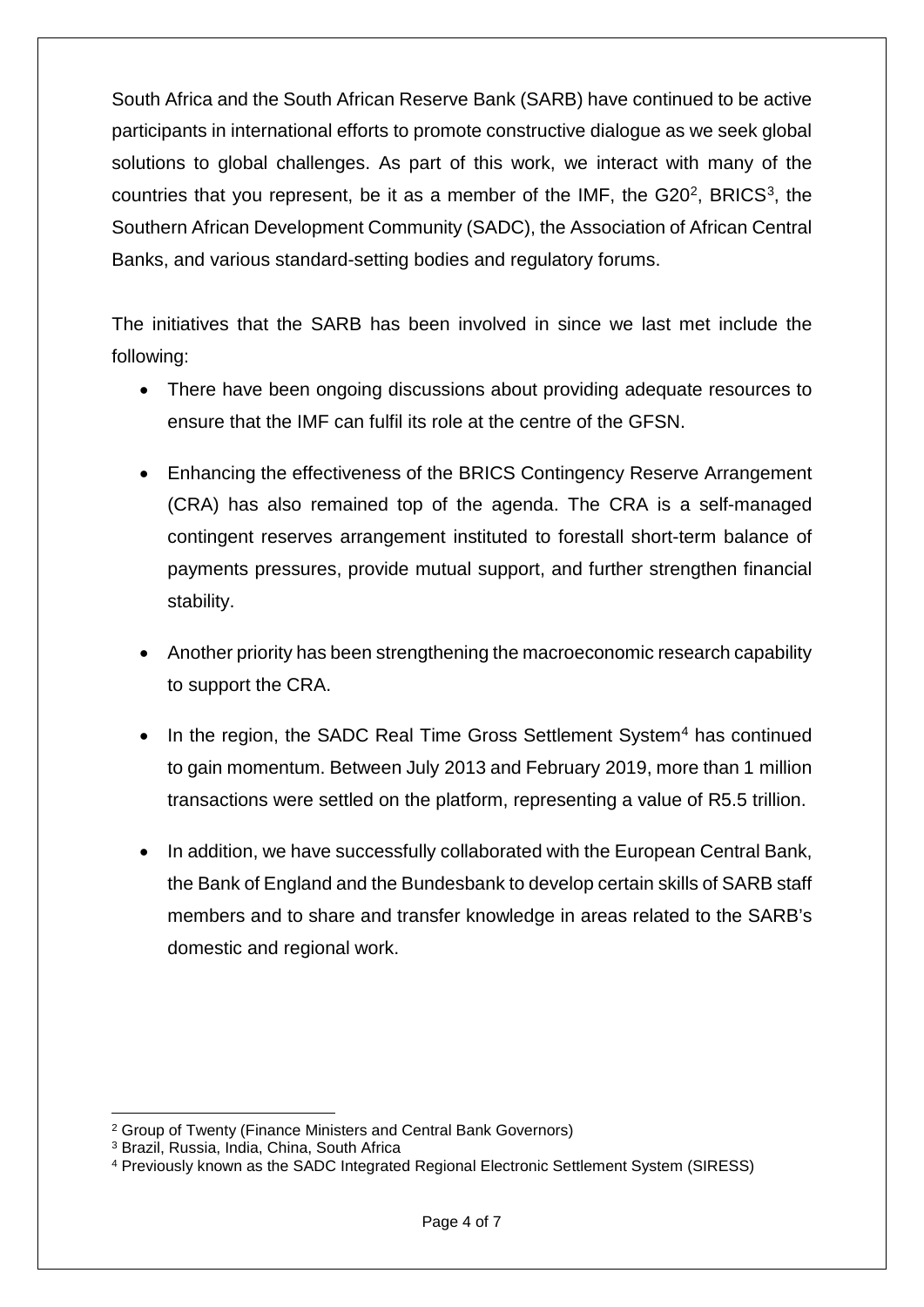South Africa and the South African Reserve Bank (SARB) have continued to be active participants in international efforts to promote constructive dialogue as we seek global solutions to global challenges. As part of this work, we interact with many of the countries that you represent, be it as a member of the IMF, the G20[2], BRICS[3], the Southern African Development Community (SADC), the Association of African Central Banks, and various standard-setting bodies and regulatory forums.

The initiatives that the SARB has been involved in since we last met include the following:

- There have been ongoing discussions about providing adequate resources to ensure that the IMF can fulfil its role at the centre of the GFSN.
- Enhancing the effectiveness of the BRICS Contingency Reserve Arrangement (CRA) has also remained top of the agenda. The CRA is a self-managed contingent reserves arrangement instituted to forestall short-term balance of payments pressures, provide mutual support, and further strengthen financial stability.
- Another priority has been strengthening the macroeconomic research capability to support the CRA.
- In the region, the SADC Real Time Gross Settlement System[4] has continued to gain momentum. Between July 2013 and February 2019, more than 1 million transactions were settled on the platform, representing a value of R5.5 trillion.
- In addition, we have successfully collaborated with the European Central Bank, the Bank of England and the Bundesbank to develop certain skills of SARB staff members and to share and transfer knowledge in areas related to the SARB's domestic and regional work.

---

[2] Group of Twenty (Finance Ministers and Central Bank Governors)

[3] Brazil, Russia, India, China, South Africa

[4] Previously known as the SADC Integrated Regional Electronic Settlement System (SIRESS)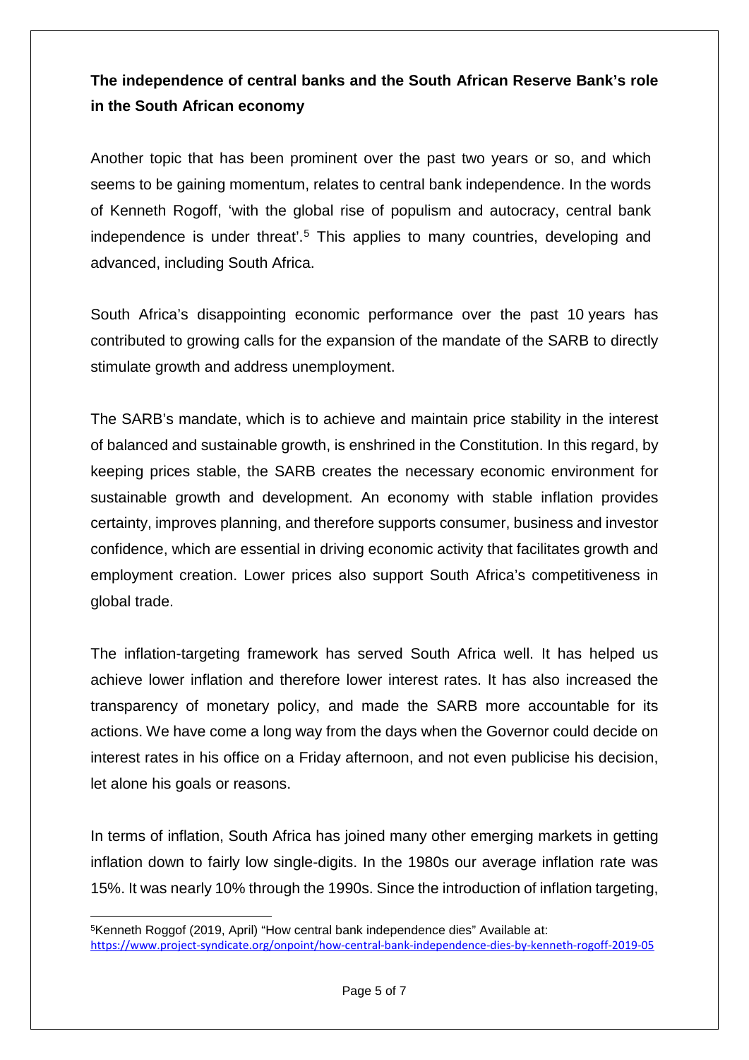**The independence of central banks and the South African Reserve Bank's role in the South African economy**

Another topic that has been prominent over the past two years or so, and which seems to be gaining momentum, relates to central bank independence. In the words of Kenneth Rogoff, 'with the global rise of populism and autocracy, central bank independence is under threat'.[5] This applies to many countries, developing and advanced, including South Africa.

South Africa's disappointing economic performance over the past 10 years has contributed to growing calls for the expansion of the mandate of the SARB to directly stimulate growth and address unemployment.

The SARB's mandate, which is to achieve and maintain price stability in the interest of balanced and sustainable growth, is enshrined in the Constitution. In this regard, by keeping prices stable, the SARB creates the necessary economic environment for sustainable growth and development. An economy with stable inflation provides certainty, improves planning, and therefore supports consumer, business and investor confidence, which are essential in driving economic activity that facilitates growth and employment creation. Lower prices also support South Africa's competitiveness in global trade.

The inflation-targeting framework has served South Africa well. It has helped us achieve lower inflation and therefore lower interest rates. It has also increased the transparency of monetary policy, and made the SARB more accountable for its actions. We have come a long way from the days when the Governor could decide on interest rates in his office on a Friday afternoon, and not even publicise his decision, let alone his goals or reasons.

In terms of inflation, South Africa has joined many other emerging markets in getting inflation down to fairly low single-digits. In the 1980s our average inflation rate was 15%. It was nearly 10% through the 1990s. Since the introduction of inflation targeting,

---

[5] Kenneth Roggof (2019, April) "How central bank independence dies" Available at: https://www.project-syndicate.org/onpoint/how-central-bank-independence-dies-by-kenneth-rogoff-2019-05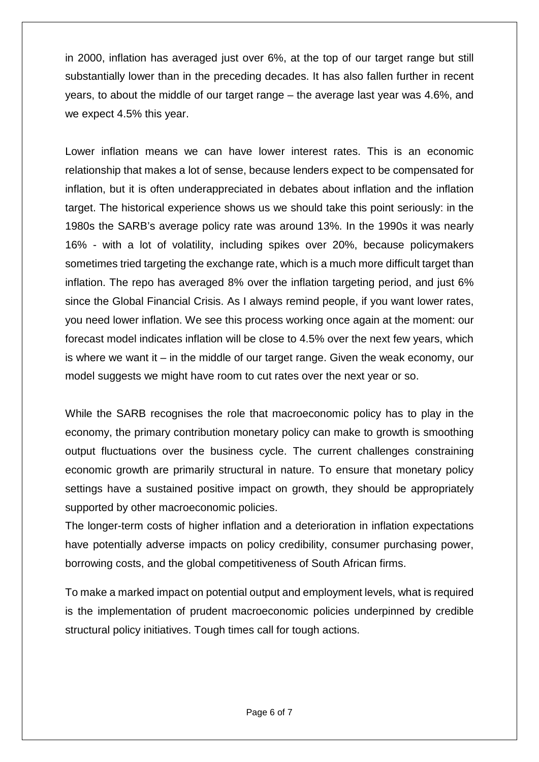in 2000, inflation has averaged just over 6%, at the top of our target range but still substantially lower than in the preceding decades. It has also fallen further in recent years, to about the middle of our target range – the average last year was 4.6%, and we expect 4.5% this year.

Lower inflation means we can have lower interest rates. This is an economic relationship that makes a lot of sense, because lenders expect to be compensated for inflation, but it is often underappreciated in debates about inflation and the inflation target. The historical experience shows us we should take this point seriously: in the 1980s the SARB's average policy rate was around 13%. In the 1990s it was nearly 16% - with a lot of volatility, including spikes over 20%, because policymakers sometimes tried targeting the exchange rate, which is a much more difficult target than inflation. The repo has averaged 8% over the inflation targeting period, and just 6% since the Global Financial Crisis. As I always remind people, if you want lower rates, you need lower inflation. We see this process working once again at the moment: our forecast model indicates inflation will be close to 4.5% over the next few years, which is where we want it – in the middle of our target range. Given the weak economy, our model suggests we might have room to cut rates over the next year or so.

While the SARB recognises the role that macroeconomic policy has to play in the economy, the primary contribution monetary policy can make to growth is smoothing output fluctuations over the business cycle. The current challenges constraining economic growth are primarily structural in nature. To ensure that monetary policy settings have a sustained positive impact on growth, they should be appropriately supported by other macroeconomic policies.

The longer-term costs of higher inflation and a deterioration in inflation expectations have potentially adverse impacts on policy credibility, consumer purchasing power, borrowing costs, and the global competitiveness of South African firms.

To make a marked impact on potential output and employment levels, what is required is the implementation of prudent macroeconomic policies underpinned by credible structural policy initiatives. Tough times call for tough actions.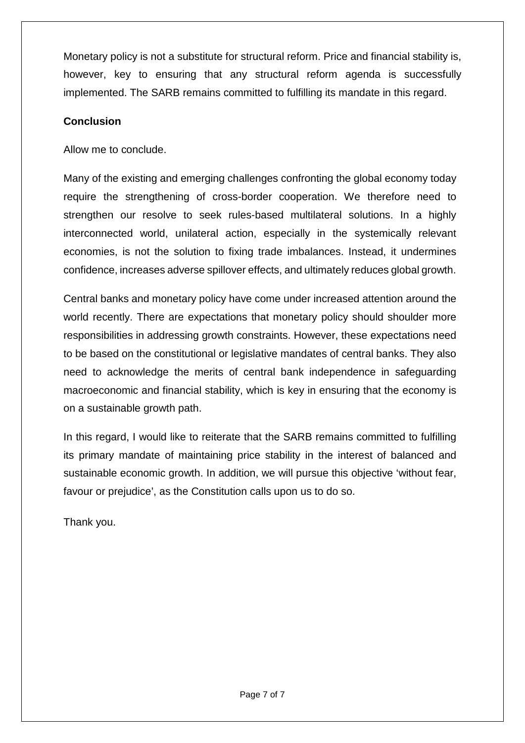Monetary policy is not a substitute for structural reform. Price and financial stability is, however, key to ensuring that any structural reform agenda is successfully implemented. The SARB remains committed to fulfilling its mandate in this regard.

**Conclusion**

Allow me to conclude.

Many of the existing and emerging challenges confronting the global economy today require the strengthening of cross-border cooperation. We therefore need to strengthen our resolve to seek rules-based multilateral solutions. In a highly interconnected world, unilateral action, especially in the systemically relevant economies, is not the solution to fixing trade imbalances. Instead, it undermines confidence, increases adverse spillover effects, and ultimately reduces global growth.

Central banks and monetary policy have come under increased attention around the world recently. There are expectations that monetary policy should shoulder more responsibilities in addressing growth constraints. However, these expectations need to be based on the constitutional or legislative mandates of central banks. They also need to acknowledge the merits of central bank independence in safeguarding macroeconomic and financial stability, which is key in ensuring that the economy is on a sustainable growth path.

In this regard, I would like to reiterate that the SARB remains committed to fulfilling its primary mandate of maintaining price stability in the interest of balanced and sustainable economic growth. In addition, we will pursue this objective 'without fear, favour or prejudice', as the Constitution calls upon us to do so.

Thank you.